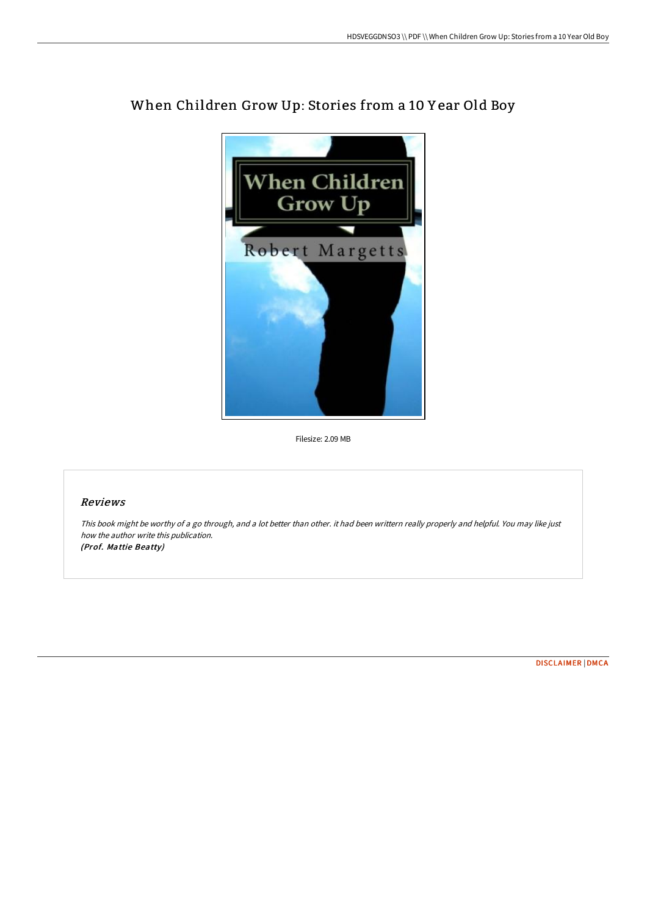# When Children Grow Up: Stories from a 10 Year Old Boy

Filesize: 2.09 MB

## *Reviews*

*This book might be worthy of a go through, and a lot better than other. it had been writtern really properly and helpful. You may like just how the author write this publication.*
***(Prof. Mattie Beatty)***

DISCLAIMER | DMCA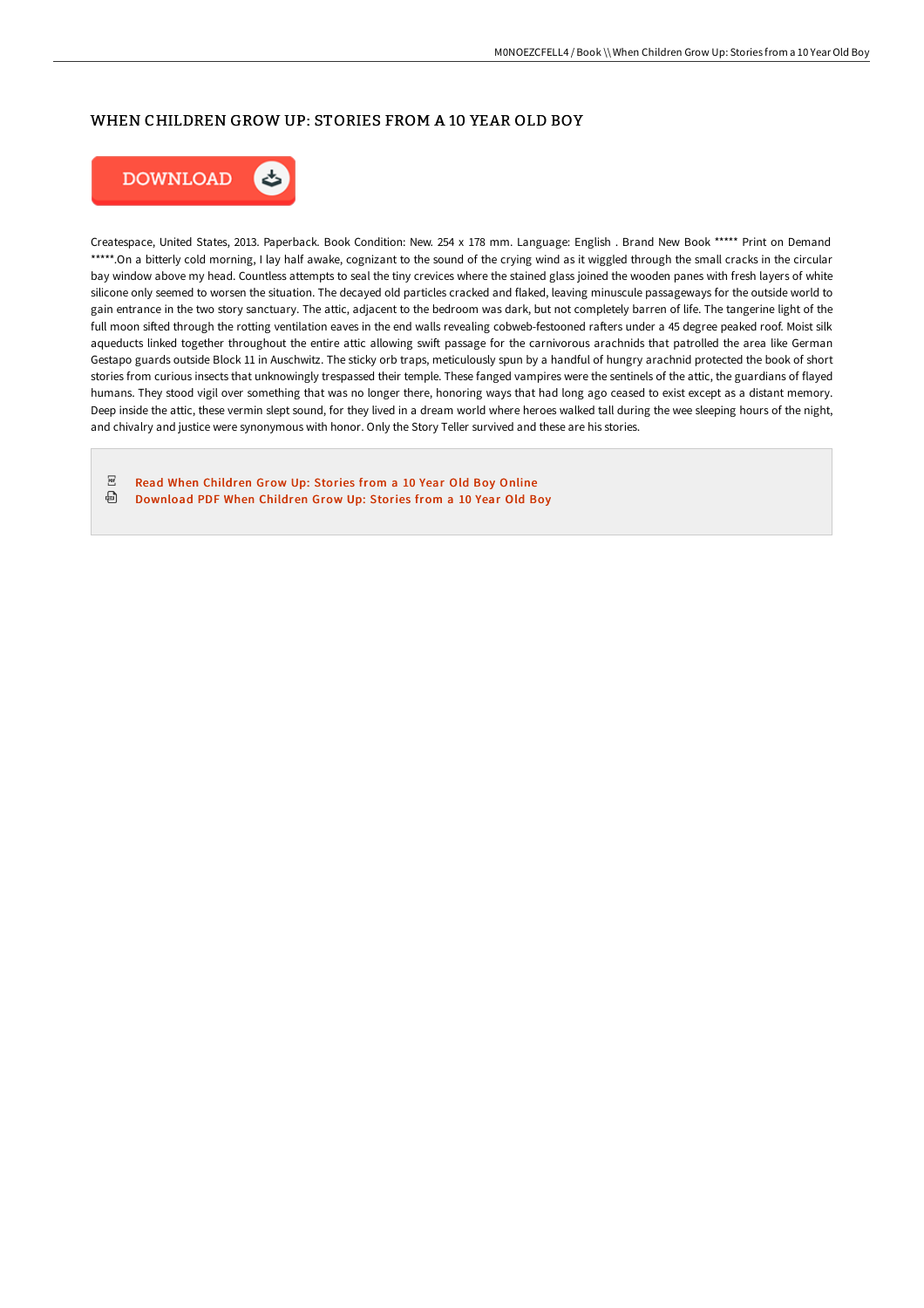# WHEN CHILDREN GROW UP: STORIES FROM A 10 YEAR OLD BOY

DOWNLOAD

Createspace, United States, 2013. Paperback. Book Condition: New. 254 x 178 mm. Language: English . Brand New Book ***** Print on Demand *****.On a bitterly cold morning, I lay half awake, cognizant to the sound of the crying wind as it wiggled through the small cracks in the circular bay window above my head. Countless attempts to seal the tiny crevices where the stained glass joined the wooden panes with fresh layers of white silicone only seemed to worsen the situation. The decayed old particles cracked and flaked, leaving minuscule passageways for the outside world to gain entrance in the two story sanctuary. The attic, adjacent to the bedroom was dark, but not completely barren of life. The tangerine light of the full moon sifted through the rotting ventilation eaves in the end walls revealing cobweb-festooned rafters under a 45 degree peaked roof. Moist silk aqueducts linked together throughout the entire attic allowing swift passage for the carnivorous arachnids that patrolled the area like German Gestapo guards outside Block 11 in Auschwitz. The sticky orb traps, meticulously spun by a handful of hungry arachnid protected the book of short stories from curious insects that unknowingly trespassed their temple. These fanged vampires were the sentinels of the attic, the guardians of flayed humans. They stood vigil over something that was no longer there, honoring ways that had long ago ceased to exist except as a distant memory. Deep inside the attic, these vermin slept sound, for they lived in a dream world where heroes walked tall during the wee sleeping hours of the night, and chivalry and justice were synonymous with honor. Only the Story Teller survived and these are his stories.

- Read When Children Grow Up: Stories from a 10 Year Old Boy Online
- Download PDF When Children Grow Up: Stories from a 10 Year Old Boy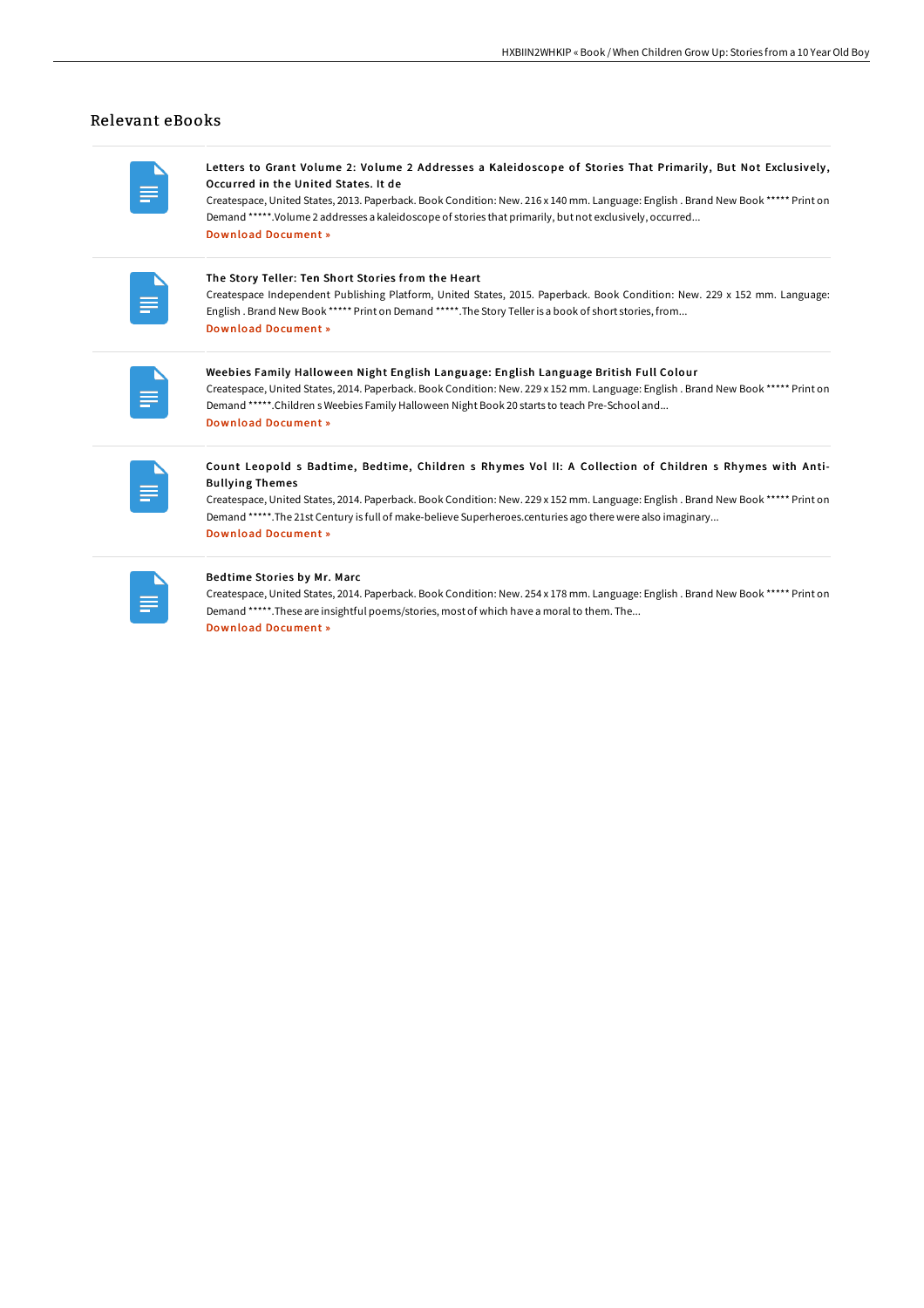## Relevant eBooks

**Letters to Grant Volume 2: Volume 2 Addresses a Kaleidoscope of Stories That Primarily, But Not Exclusively, Occurred in the United States. It de**

Createspace, United States, 2013. Paperback. Book Condition: New. 216 x 140 mm. Language: English . Brand New Book ***** Print on Demand *****.Volume 2 addresses a kaleidoscope of stories that primarily, but not exclusively, occurred...

Download Document »

**The Story Teller: Ten Short Stories from the Heart**

Createspace Independent Publishing Platform, United States, 2015. Paperback. Book Condition: New. 229 x 152 mm. Language: English . Brand New Book ***** Print on Demand *****.The Story Teller is a book of short stories, from...

Download Document »

**Weebies Family Halloween Night English Language: English Language British Full Colour**

Createspace, United States, 2014. Paperback. Book Condition: New. 229 x 152 mm. Language: English . Brand New Book ***** Print on Demand *****.Children s Weebies Family Halloween Night Book 20 starts to teach Pre-School and...

Download Document »

**Count Leopold s Badtime, Bedtime, Children s Rhymes Vol II: A Collection of Children s Rhymes with Anti-Bullying Themes**

Createspace, United States, 2014. Paperback. Book Condition: New. 229 x 152 mm. Language: English . Brand New Book ***** Print on Demand *****.The 21st Century is full of make-believe Superheroes.centuries ago there were also imaginary...

Download Document »

**Bedtime Stories by Mr. Marc**

Createspace, United States, 2014. Paperback. Book Condition: New. 254 x 178 mm. Language: English . Brand New Book ***** Print on Demand *****.These are insightful poems/stories, most of which have a moral to them. The...

Download Document »